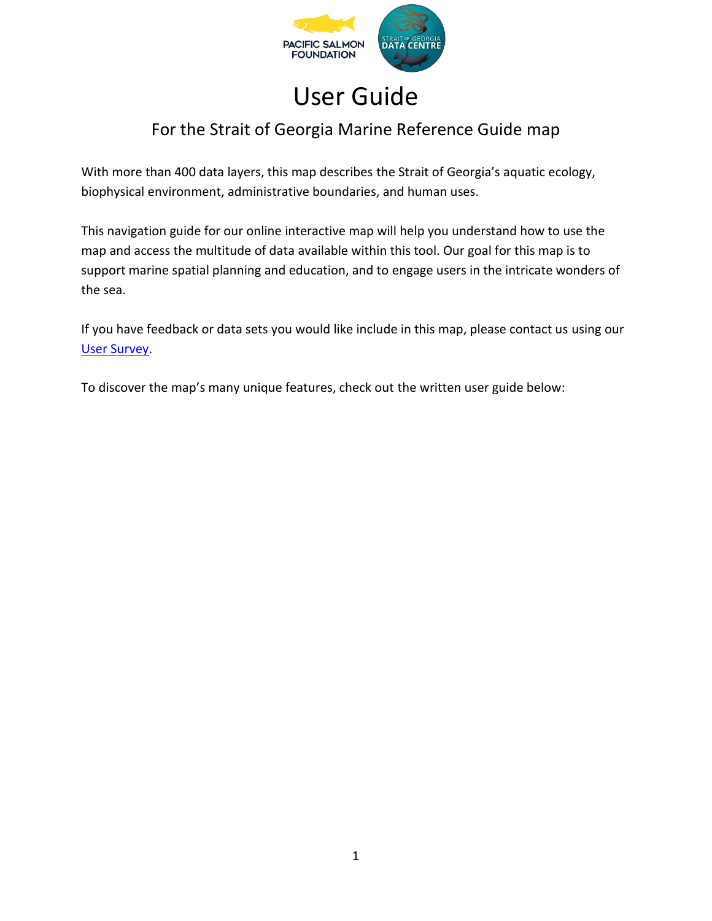# User Guide

## For the Strait of Georgia Marine Reference Guide map

With more than 400 data layers, this map describes the Strait of Georgia's aquatic ecology, biophysical environment, administrative boundaries, and human uses.

This navigation guide for our online interactive map will help you understand how to use the map and access the multitude of data available within this tool. Our goal for this map is to support marine spatial planning and education, and to engage users in the intricate wonders of the sea.

If you have feedback or data sets you would like include in this map, please contact us using our User Survey.

To discover the map's many unique features, check out the written user guide below: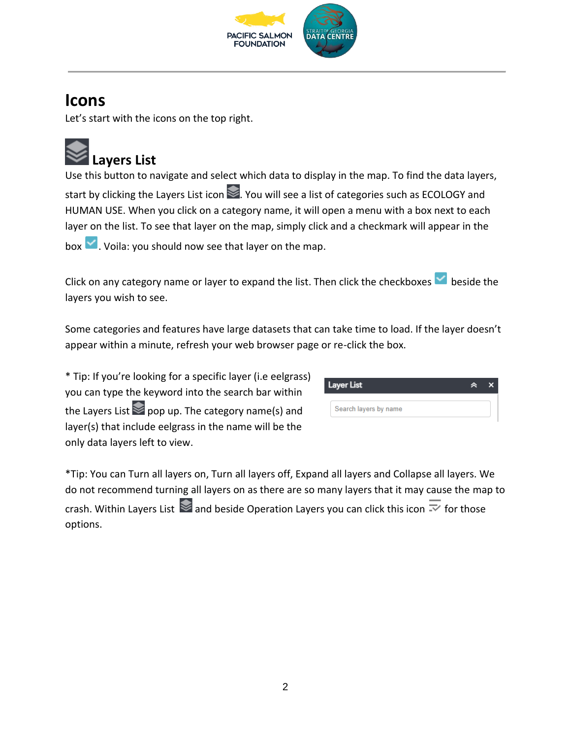# Icons

Let's start with the icons on the top right.

## Layers List

Use this button to navigate and select which data to display in the map. To find the data layers, start by clicking the Layers List icon. You will see a list of categories such as ECOLOGY and HUMAN USE. When you click on a category name, it will open a menu with a box next to each layer on the list. To see that layer on the map, simply click and a checkmark will appear in the box. Voila: you should now see that layer on the map.

Click on any category name or layer to expand the list. Then click the checkboxes beside the layers you wish to see.

Some categories and features have large datasets that can take time to load. If the layer doesn't appear within a minute, refresh your web browser page or re-click the box.

* Tip: If you're looking for a specific layer (i.e eelgrass) you can type the keyword into the search bar within the Layers List pop up. The category name(s) and layer(s) that include eelgrass in the name will be the only data layers left to view.

Layer List

Search layers by name

*Tip: You can Turn all layers on, Turn all layers off, Expand all layers and Collapse all layers. We do not recommend turning all layers on as there are so many layers that it may cause the map to crash. Within Layers List and beside Operation Layers you can click this icon for those options.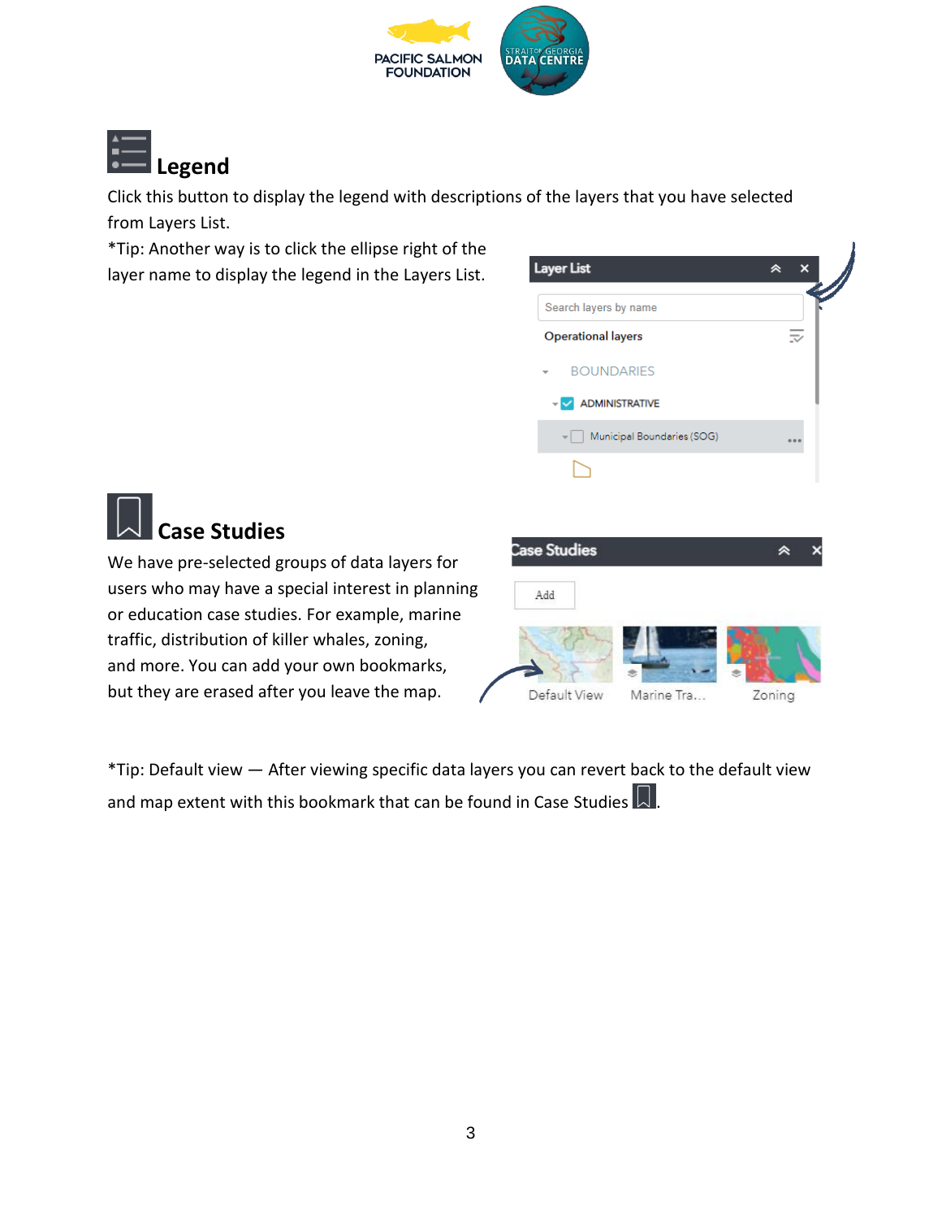## Legend

Click this button to display the legend with descriptions of the layers that you have selected from Layers List.

*Tip: Another way is to click the ellipse right of the layer name to display the legend in the Layers List.

## Case Studies

We have pre-selected groups of data layers for users who may have a special interest in planning or education case studies. For example, marine traffic, distribution of killer whales, zoning, and more. You can add your own bookmarks, but they are erased after you leave the map.

*Tip: Default view — After viewing specific data layers you can revert back to the default view and map extent with this bookmark that can be found in Case Studies.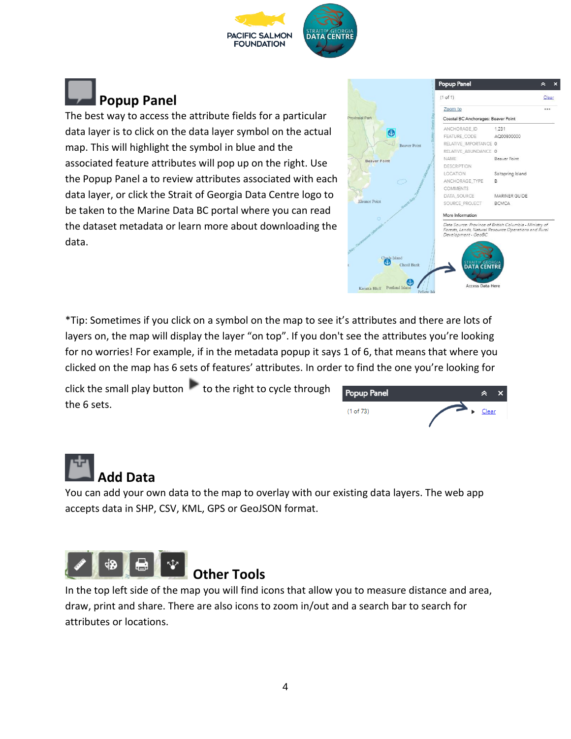## Popup Panel

The best way to access the attribute fields for a particular data layer is to click on the data layer symbol on the actual map. This will highlight the symbol in blue and the associated feature attributes will pop up on the right. Use the Popup Panel a to review attributes associated with each data layer, or click the Strait of Georgia Data Centre logo to be taken to the Marine Data BC portal where you can read the dataset metadata or learn more about downloading the data.

*Tip: Sometimes if you click on a symbol on the map to see it's attributes and there are lots of layers on, the map will display the layer "on top". If you don't see the attributes you're looking for no worries! For example, if in the metadata popup it says 1 of 6, that means that where you clicked on the map has 6 sets of features' attributes. In order to find the one you're looking for click the small play button to the right to cycle through the 6 sets.

## Add Data

You can add your own data to the map to overlay with our existing data layers. The web app accepts data in SHP, CSV, KML, GPS or GeoJSON format.

## Other Tools

In the top left side of the map you will find icons that allow you to measure distance and area, draw, print and share. There are also icons to zoom in/out and a search bar to search for attributes or locations.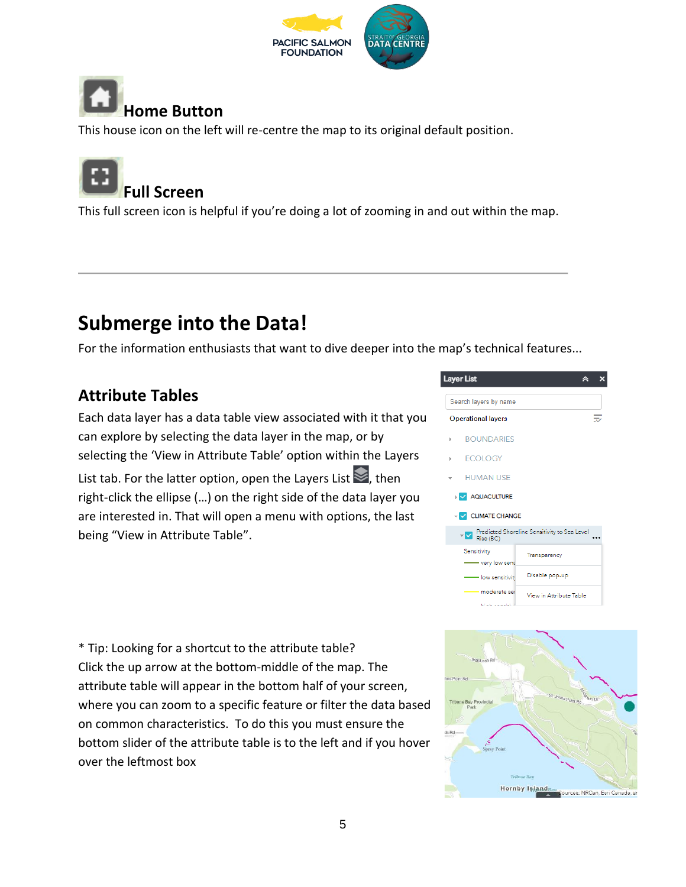## Home Button

This house icon on the left will re-centre the map to its original default position.

## Full Screen

This full screen icon is helpful if you're doing a lot of zooming in and out within the map.

---

# Submerge into the Data!

For the information enthusiasts that want to dive deeper into the map's technical features...

## Attribute Tables

Each data layer has a data table view associated with it that you can explore by selecting the data layer in the map, or by selecting the 'View in Attribute Table' option within the Layers List tab. For the latter option, open the Layers List, then right-click the ellipse (...) on the right side of the data layer you are interested in. That will open a menu with options, the last being "View in Attribute Table".

* Tip: Looking for a shortcut to the attribute table? Click the up arrow at the bottom-middle of the map. The attribute table will appear in the bottom half of your screen, where you can zoom to a specific feature or filter the data based on common characteristics. To do this you must ensure the bottom slider of the attribute table is to the left and if you hover over the leftmost box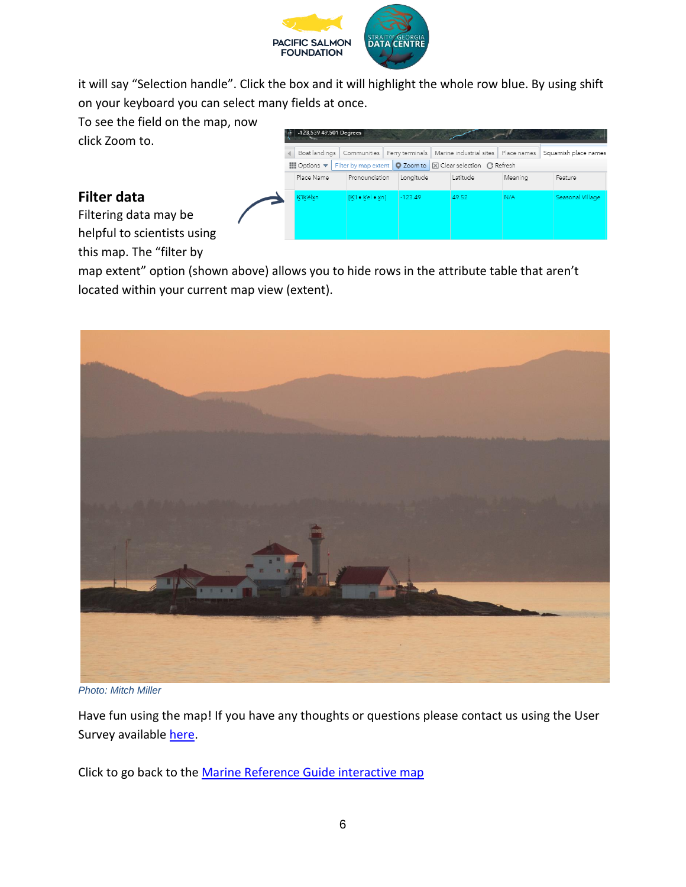it will say "Selection handle". Click the box and it will highlight the whole row blue. By using shift on your keyboard you can select many fields at once.

To see the field on the map, now click Zoom to.

### Filter data

Filtering data may be helpful to scientists using this map. The "filter by map extent" option (shown above) allows you to hide rows in the attribute table that aren't located within your current map view (extent).

*Photo: Mitch Miller*

Have fun using the map! If you have any thoughts or questions please contact us using the User Survey available [here](#).

Click to go back to the [Marine Reference Guide interactive map](#)